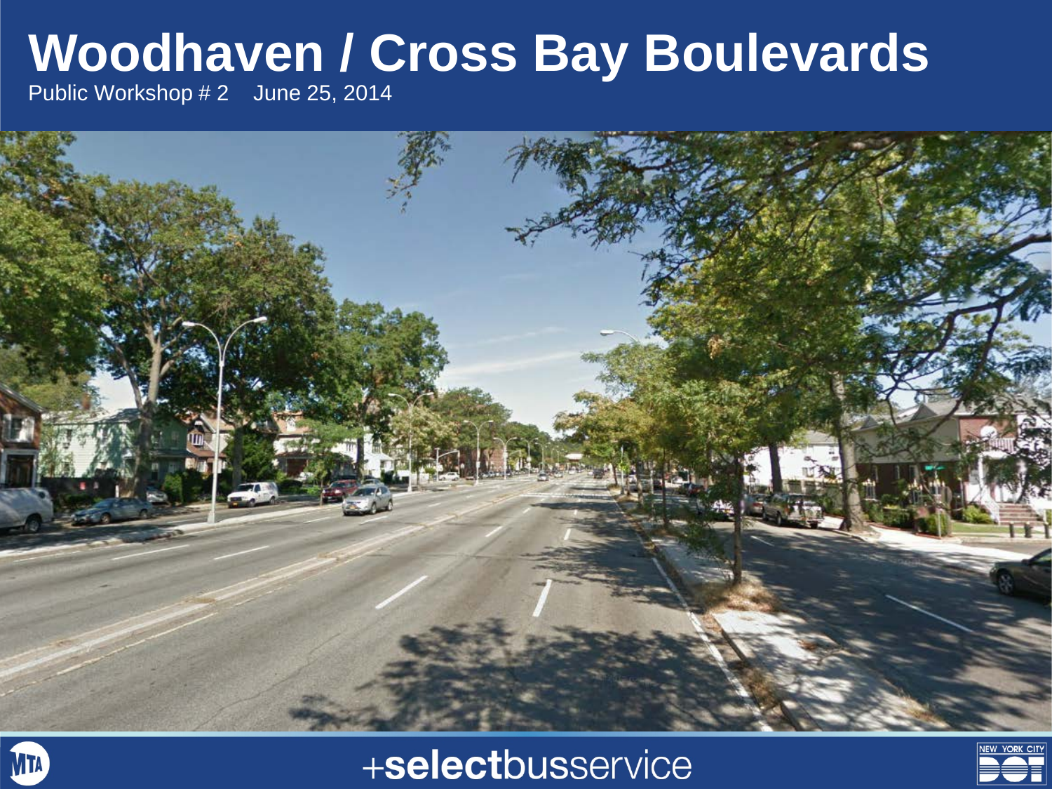# Woodhaven / Cross Bay Boulevards

Public Workshop # 2 June 25, 2014

+selectbusservice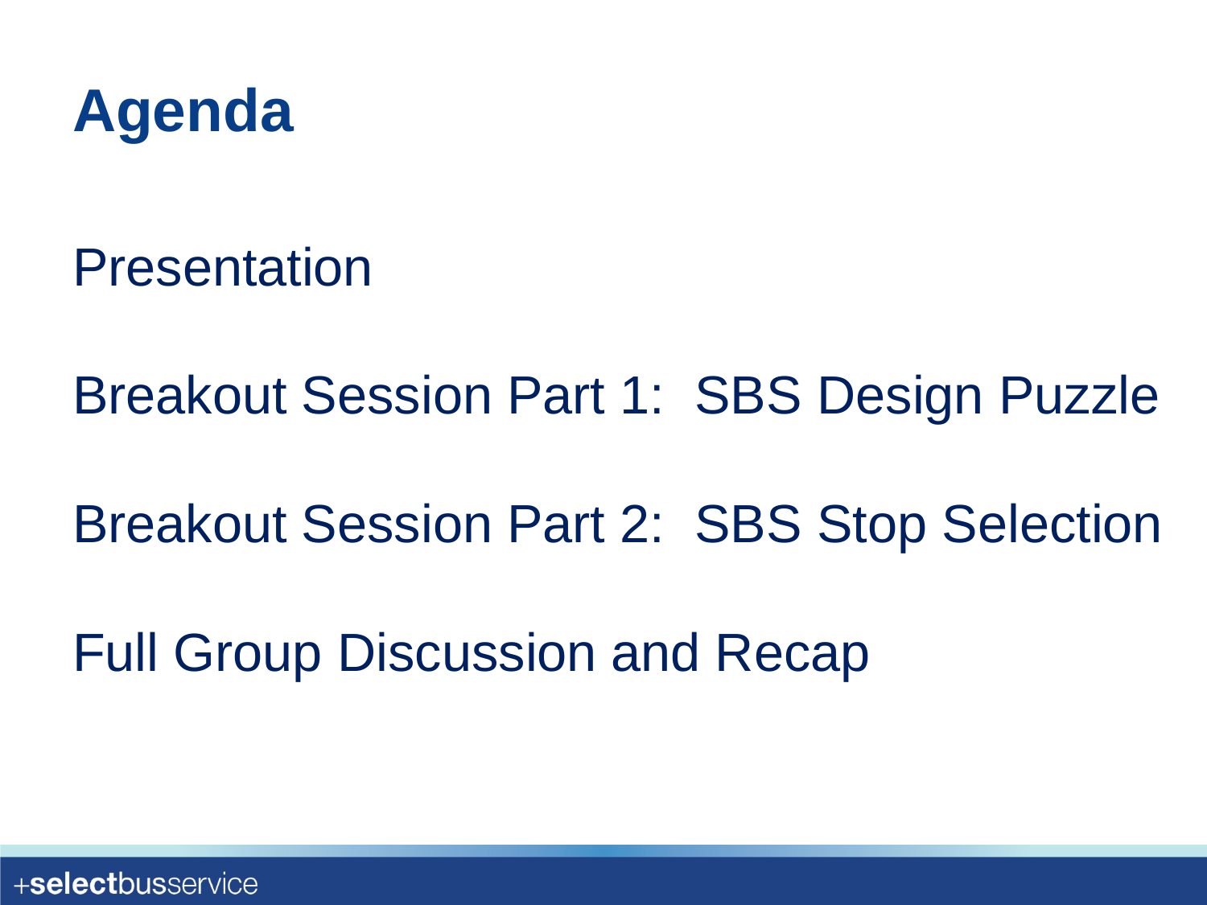# Agenda

Presentation

Breakout Session Part 1: SBS Design Puzzle

Breakout Session Part 2: SBS Stop Selection

Full Group Discussion and Recap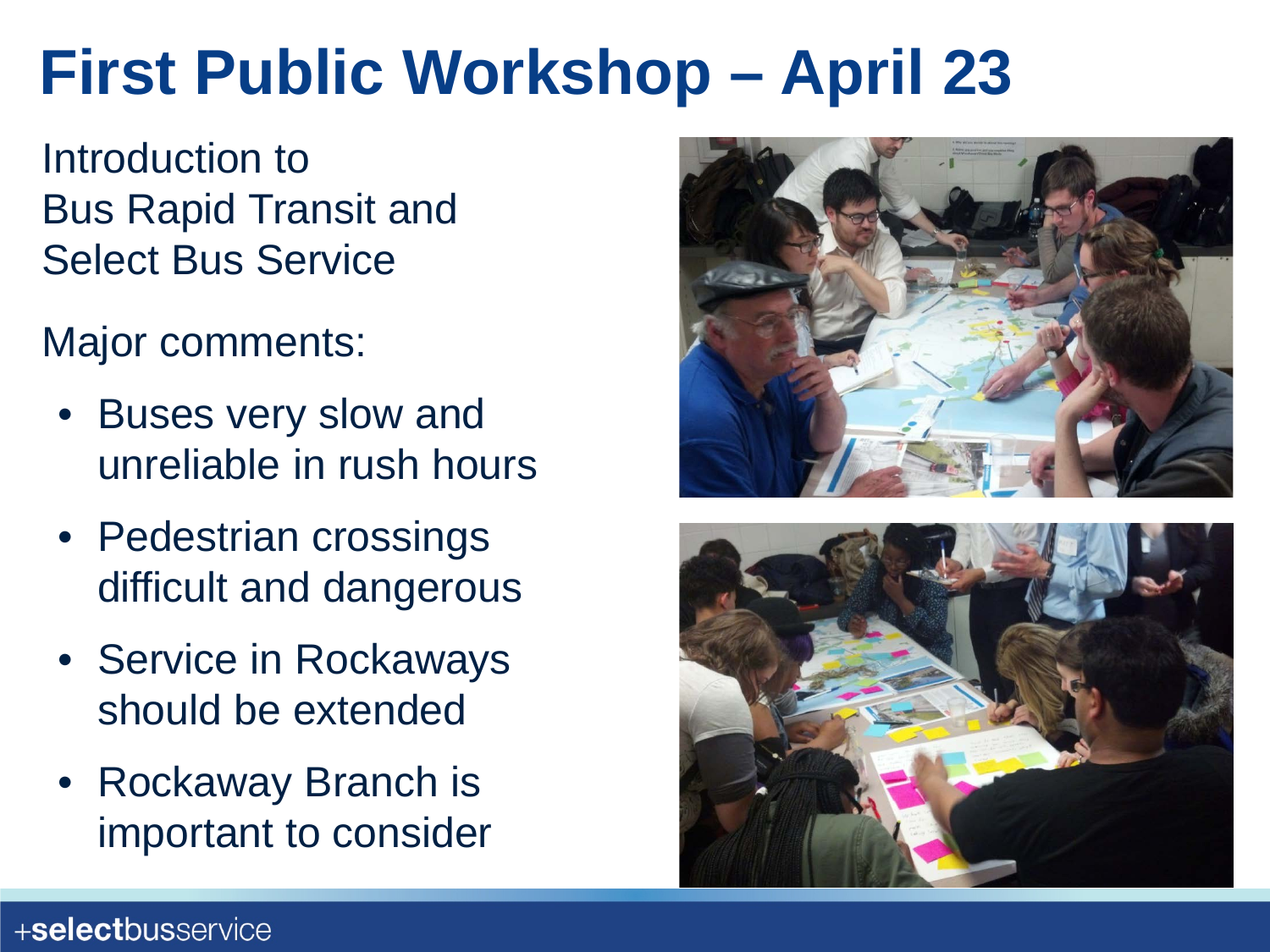# First Public Workshop – April 23

Introduction to Bus Rapid Transit and Select Bus Service

Major comments:

- Buses very slow and unreliable in rush hours
- Pedestrian crossings difficult and dangerous
- Service in Rockaways should be extended
- Rockaway Branch is important to consider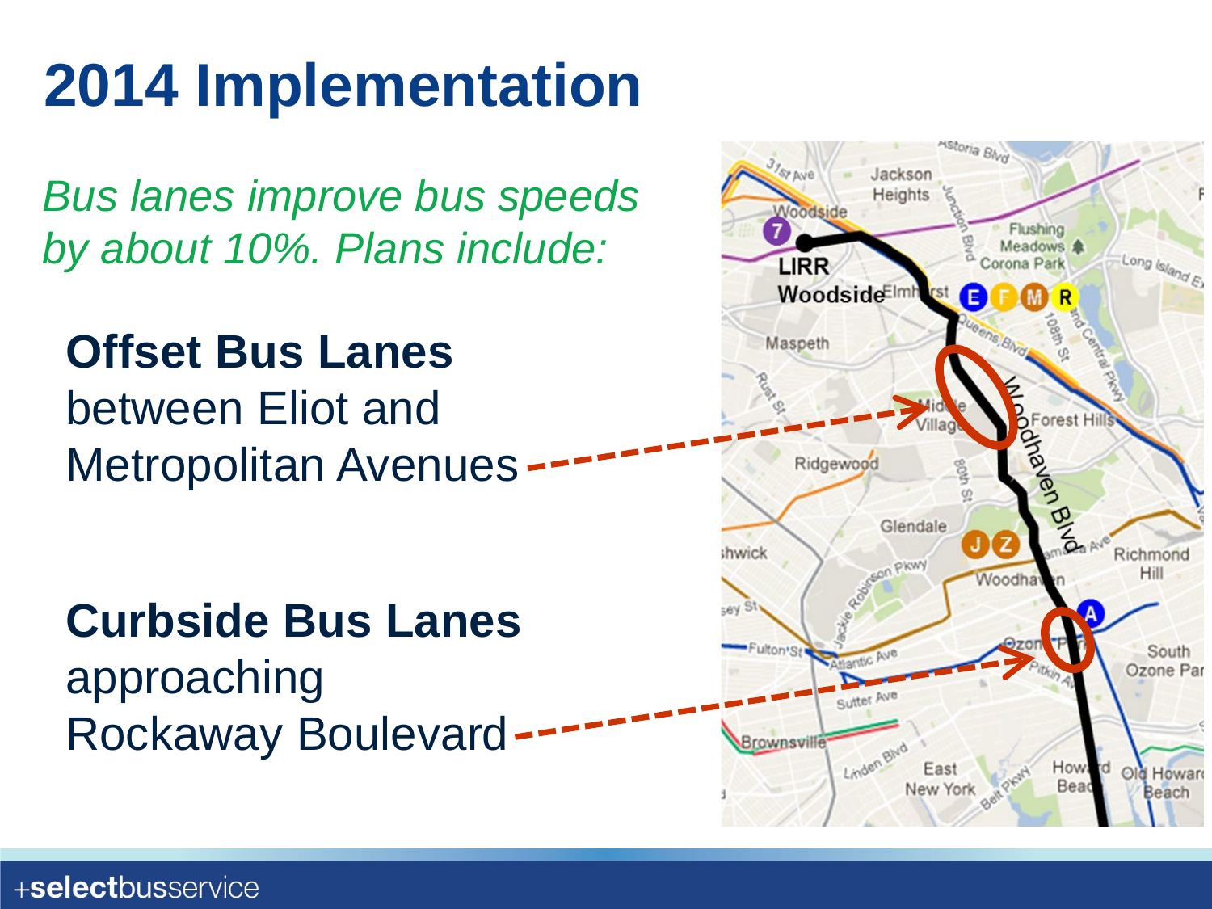# 2014 Implementation

*Bus lanes improve bus speeds by about 10%. Plans include:*

**Offset Bus Lanes**
between Eliot and Metropolitan Avenues

**Curbside Bus Lanes**
approaching Rockaway Boulevard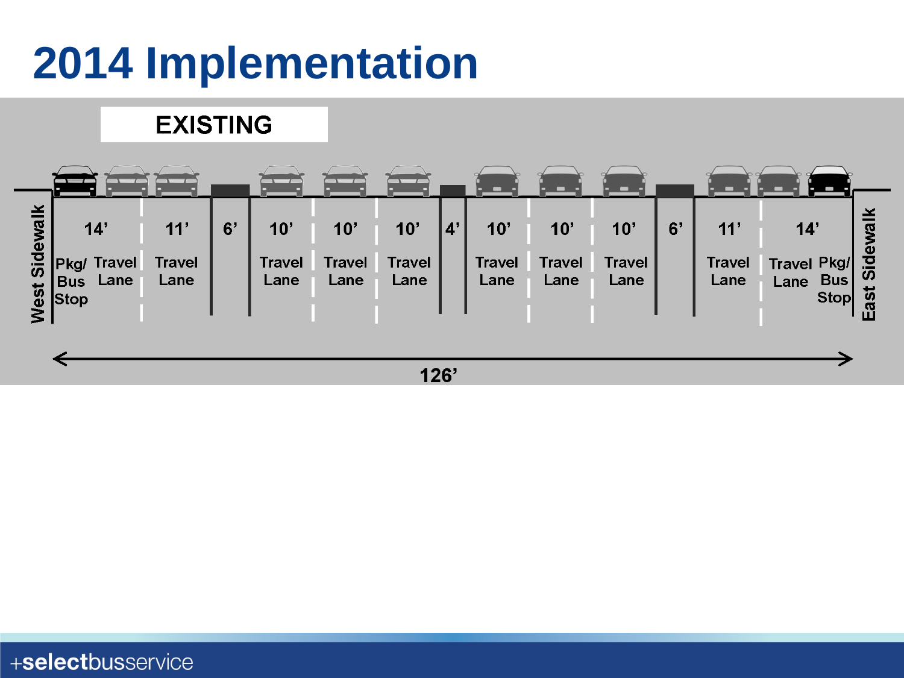# 2014 Implementation

**EXISTING**

| West Sidewalk | 14' | 11' | 6' | 10' | 10' | 10' | 4' | 10' | 10' | 10' | 6' | 11' | 14' | East Sidewalk |
|---|---|---|---|---|---|---|---|---|---|---|---|---|---|---|
| | Pkg/ Bus Stop, Travel Lane | Travel Lane | | Travel Lane | Travel Lane | Travel Lane | | Travel Lane | Travel Lane | Travel Lane | | Travel Lane | Travel Lane, Pkg/ Bus Stop | |

126'

+selectbusservice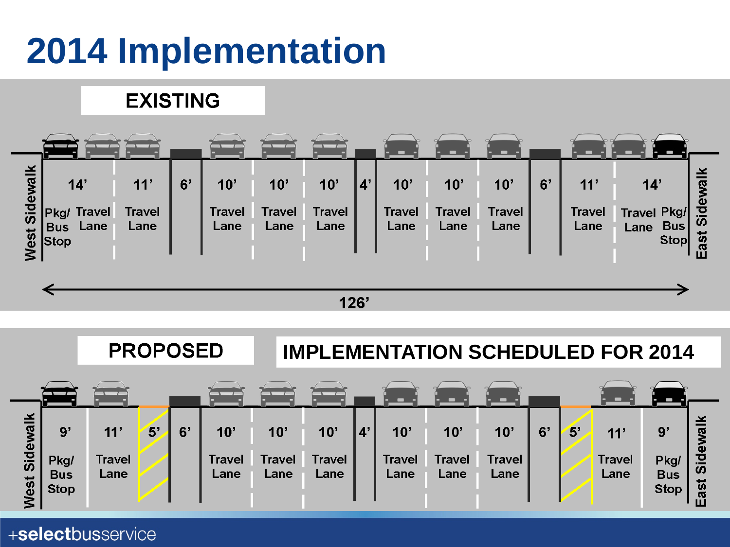# 2014 Implementation

## EXISTING

| West Sidewalk | 14' | | 11' | 6' | 10' | 10' | 10' | 4' | 10' | 10' | 10' | 6' | 11' | 14' | | East Sidewalk |
|---|---|---|---|---|---|---|---|---|---|---|---|---|---|---|---|---|
| | Pkg/ Bus Stop | Travel Lane | Travel Lane | | Travel Lane | Travel Lane | Travel Lane | | Travel Lane | Travel Lane | Travel Lane | | Travel Lane | Travel Lane | Pkg/ Bus Stop | |

126'

## PROPOSED

## IMPLEMENTATION SCHEDULED FOR 2014

| West Sidewalk | 9' | 11' | 5' | 6' | 10' | 10' | 10' | 4' | 10' | 10' | 10' | 6' | 5' | 11' | 9' | East Sidewalk |
|---|---|---|---|---|---|---|---|---|---|---|---|---|---|---|---|---|
| | Pkg/ Bus Stop | Travel Lane | | | Travel Lane | Travel Lane | Travel Lane | | Travel Lane | Travel Lane | Travel Lane | | | Travel Lane | Pkg/ Bus Stop | |

+selectbusservice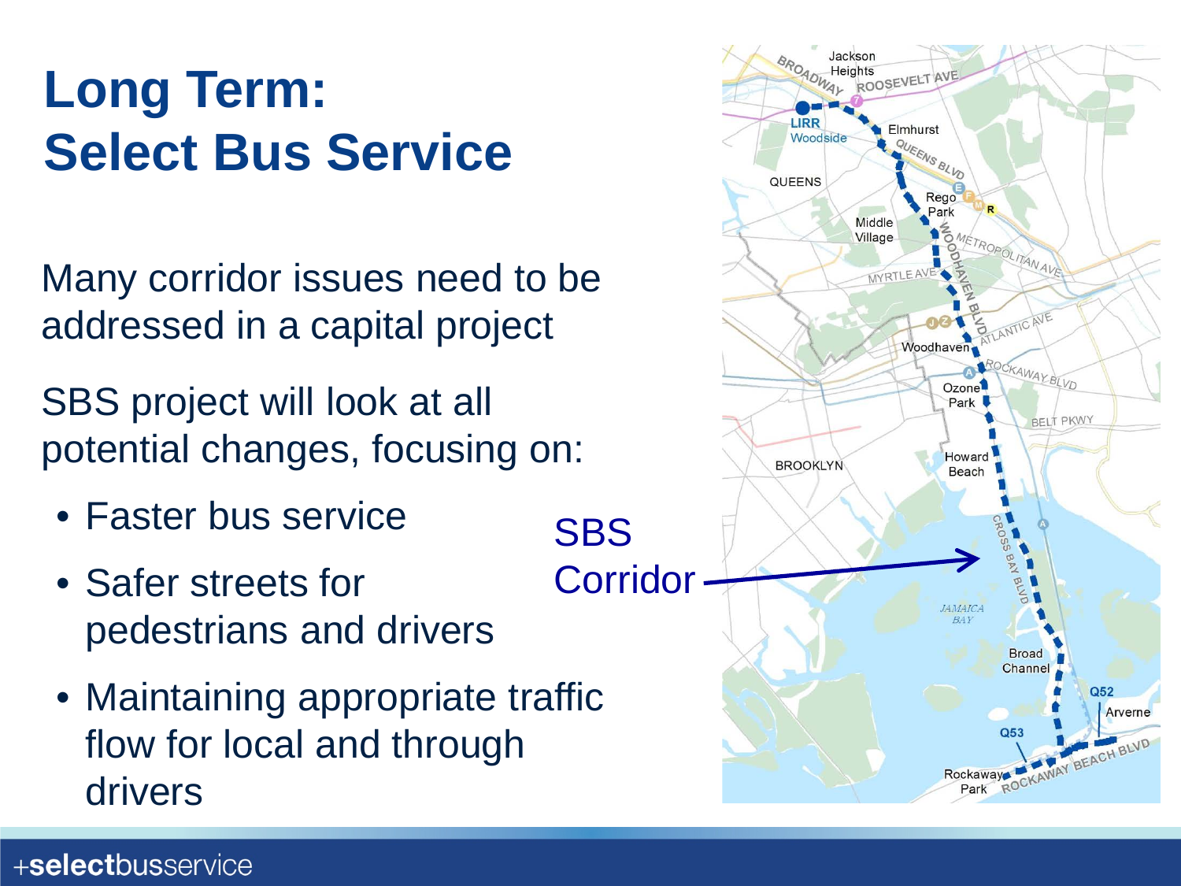# Long Term: Select Bus Service

Many corridor issues need to be addressed in a capital project

SBS project will look at all potential changes, focusing on:

- Faster bus service
- Safer streets for pedestrians and drivers
- Maintaining appropriate traffic flow for local and through drivers

SBS Corridor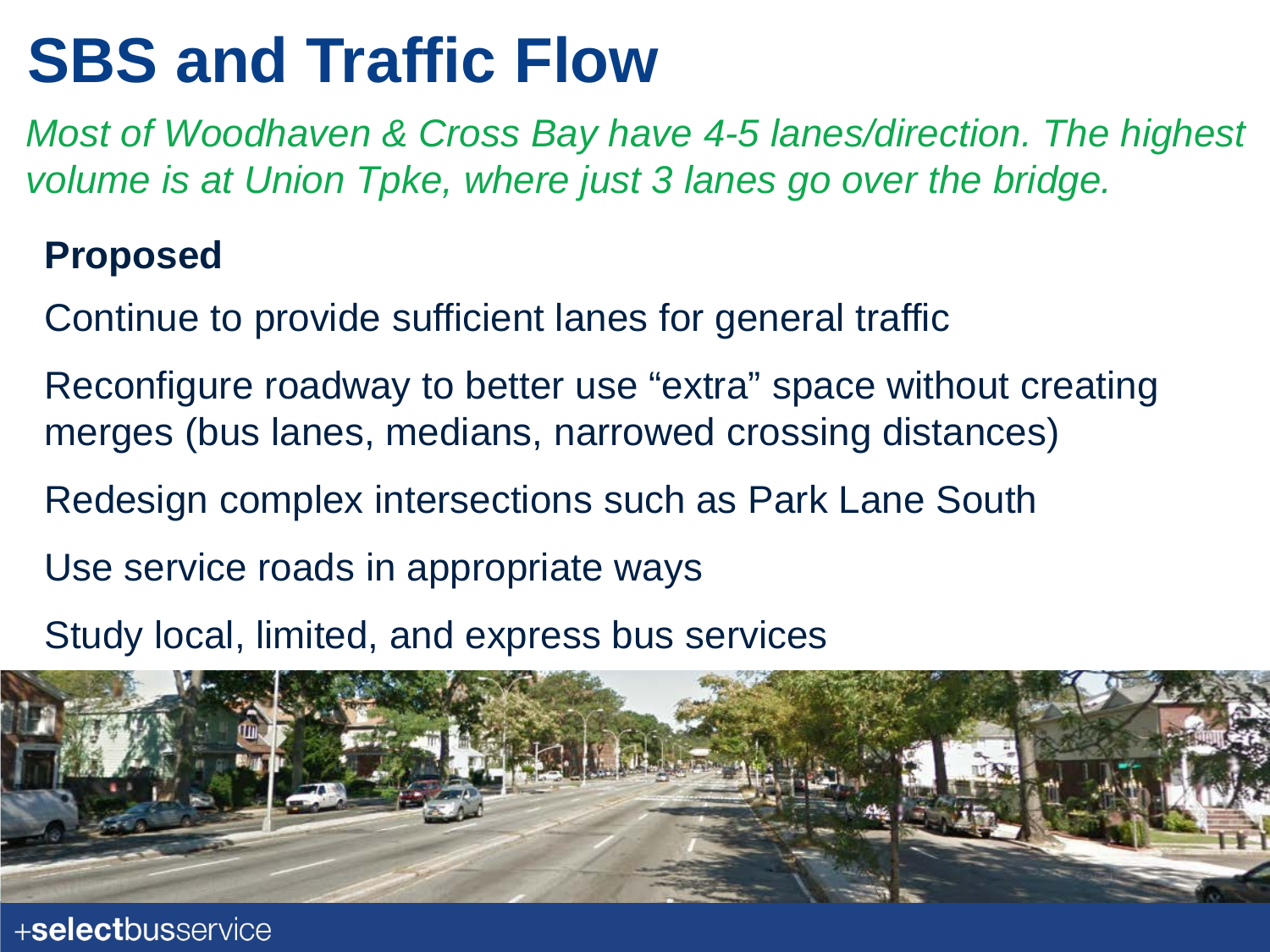# SBS and Traffic Flow

*Most of Woodhaven & Cross Bay have 4-5 lanes/direction. The highest volume is at Union Tpke, where just 3 lanes go over the bridge.*

**Proposed**

Continue to provide sufficient lanes for general traffic

Reconfigure roadway to better use "extra" space without creating merges (bus lanes, medians, narrowed crossing distances)

Redesign complex intersections such as Park Lane South

Use service roads in appropriate ways

Study local, limited, and express bus services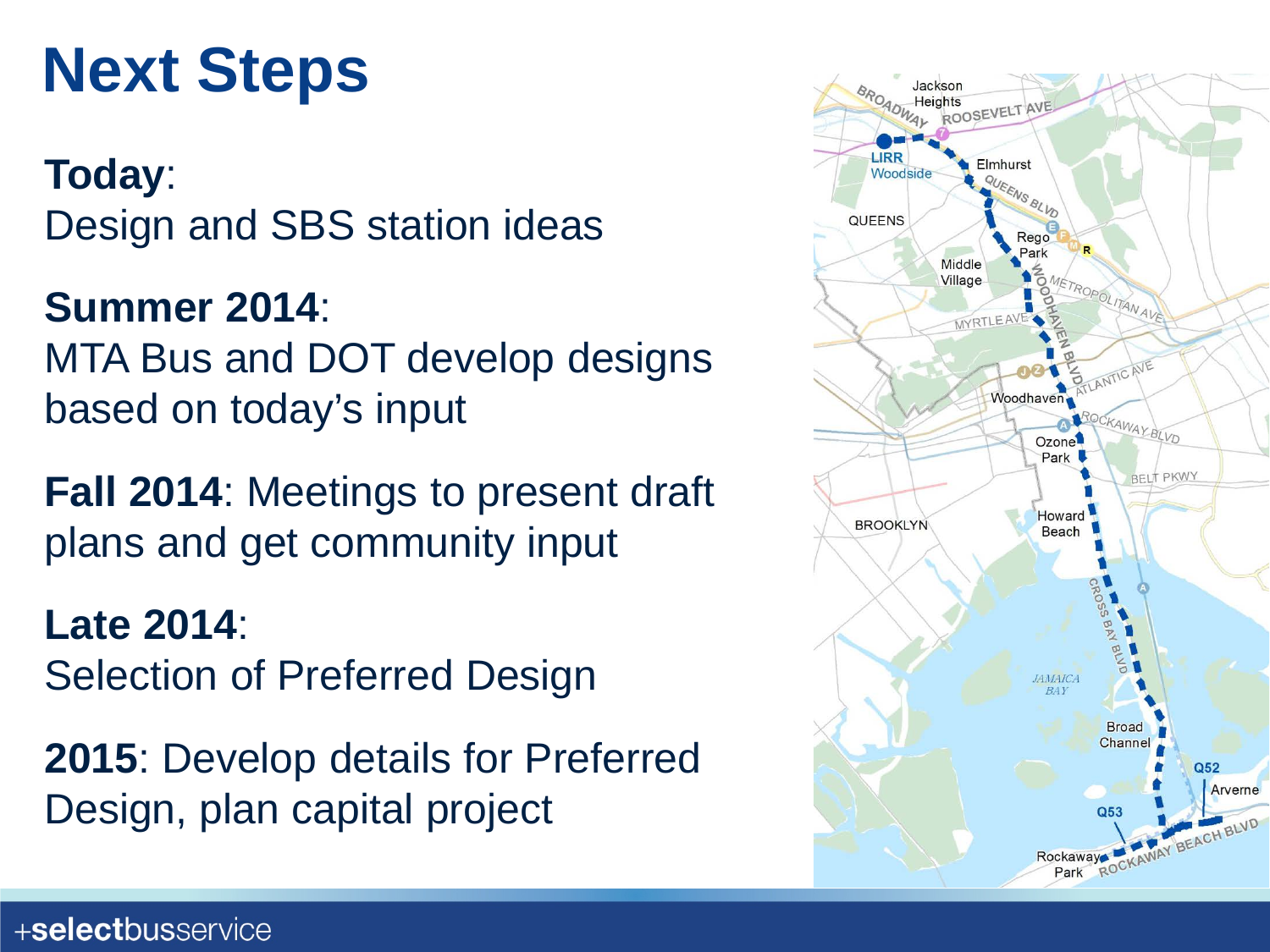# Next Steps

**Today**:
Design and SBS station ideas

**Summer 2014**:
MTA Bus and DOT develop designs based on today's input

**Fall 2014**: Meetings to present draft plans and get community input

**Late 2014**:
Selection of Preferred Design

**2015**: Develop details for Preferred Design, plan capital project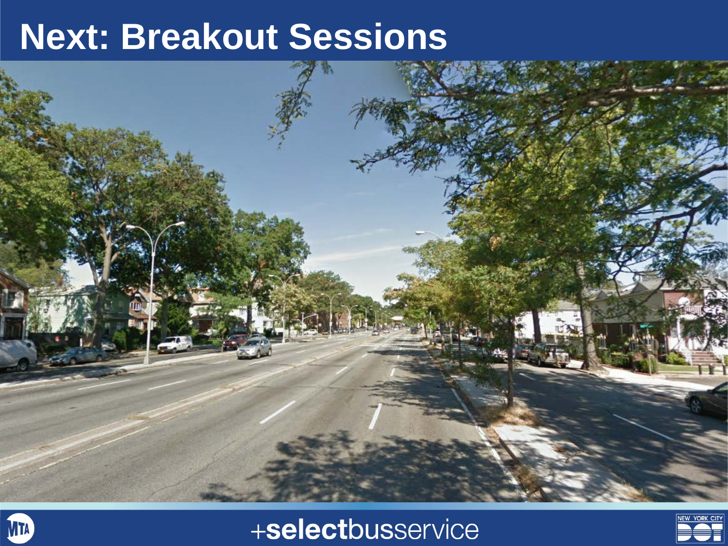# Next: Breakout Sessions